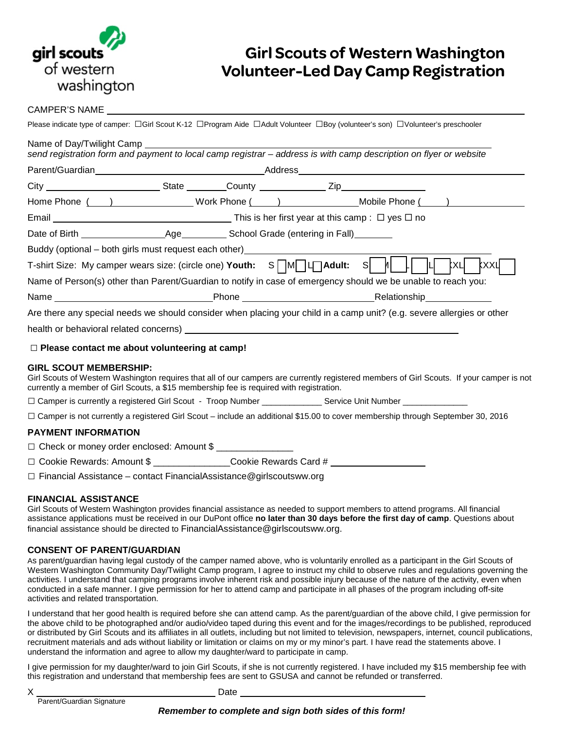girl scouts of western washington

# Girl Scouts of Western Washington Volunteer-Led Day Camp Registration

CAMPER'S NAME ______________________________________________

Please indicate type of camper: ☐Girl Scout K-12 ☐Program Aide ☐Adult Volunteer ☐Boy (volunteer's son) ☐Volunteer's preschooler

Name of Day/Twilight Camp ______________________________________________

*send registration form and payment to local camp registrar – address is with camp description on flyer or website*

Parent/Guardian ______________________ Address ______________________

City ______________ State ________ County ____________ Zip ____________

Home Phone ( ) ____________ Work Phone ( ) ____________ Mobile Phone ( ) ____________

Email ______________________ This is her first year at this camp : ☐ yes ☐ no

Date of Birth ____________ Age ________ School Grade (entering in Fall) ________

Buddy (optional – both girls must request each other) ______________________

T-shirt Size: My camper wears size: (circle one) **Youth:** S ☐ M ☐ L ☐ **Adult:** S ☐ M ☐ L ☐ XL ☐ XXL ☐

Name of Person(s) other than Parent/Guardian to notify in case of emergency should we be unable to reach you:

Name ______________________ Phone ______________________ Relationship ____________

Are there any special needs we should consider when placing your child in a camp unit? (e.g. severe allergies or other health or behavioral related concerns) ______________________________________________

☐ **Please contact me about volunteering at camp!**

### GIRL SCOUT MEMBERSHIP:

Girl Scouts of Western Washington requires that all of our campers are currently registered members of Girl Scouts. If your camper is not currently a member of Girl Scouts, a $15 membership fee is required with registration.

☐ Camper is currently a registered Girl Scout - Troop Number ____________ Service Unit Number ______________

☐ Camper is not currently a registered Girl Scout – include an additional $15.00 to cover membership through September 30, 2016

### PAYMENT INFORMATION

☐ Check or money order enclosed: Amount $ _______________

☐ Cookie Rewards: Amount $ _______________ Cookie Rewards Card # ________________

☐ Financial Assistance – contact FinancialAssistance@girlscoutsww.org

### FINANCIAL ASSISTANCE

Girl Scouts of Western Washington provides financial assistance as needed to support members to attend programs. All financial assistance applications must be received in our DuPont office **no later than 30 days before the first day of camp**. Questions about financial assistance should be directed to FinancialAssistance@girlscoutsww.org.

### CONSENT OF PARENT/GUARDIAN

As parent/guardian having legal custody of the camper named above, who is voluntarily enrolled as a participant in the Girl Scouts of Western Washington Community Day/Twilight Camp program, I agree to instruct my child to observe rules and regulations governing the activities. I understand that camping programs involve inherent risk and possible injury because of the nature of the activity, even when conducted in a safe manner. I give permission for her to attend camp and participate in all phases of the program including off-site activities and related transportation.

I understand that her good health is required before she can attend camp. As the parent/guardian of the above child, I give permission for the above child to be photographed and/or audio/video taped during this event and for the images/recordings to be published, reproduced or distributed by Girl Scouts and its affiliates in all outlets, including but not limited to television, newspapers, internet, council publications, recruitment materials and ads without liability or limitation or claims on my or my minor's part. I have read the statements above. I understand the information and agree to allow my daughter/ward to participate in camp.

I give permission for my daughter/ward to join Girl Scouts, if she is not currently registered. I have included my $15 membership fee with this registration and understand that membership fees are sent to GSUSA and cannot be refunded or transferred.

X ______________________________ Date ______________________________

Parent/Guardian Signature

***Remember to complete and sign both sides of this form!***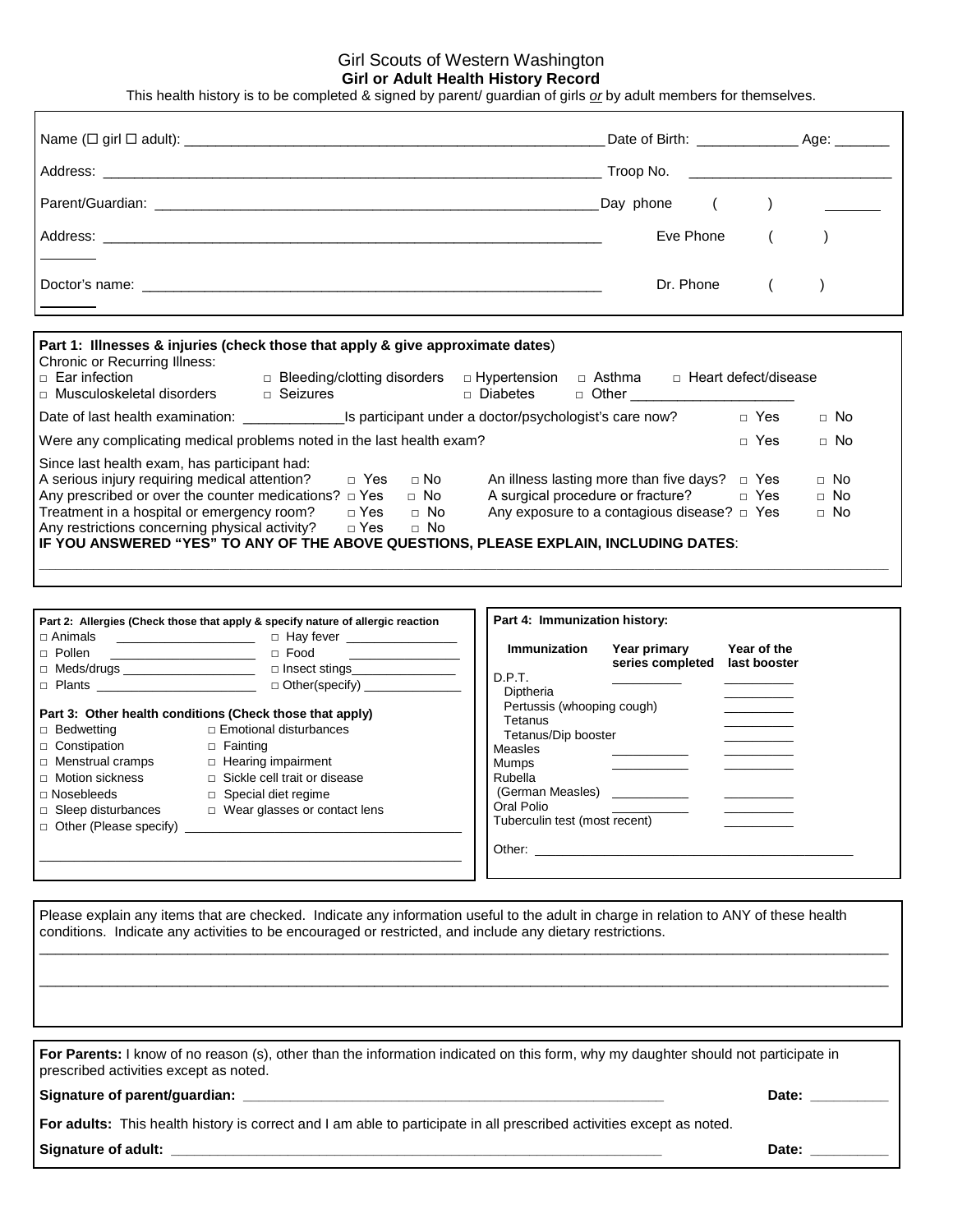Girl Scouts of Western Washington

**Girl or Adult Health History Record**

This health history is to be completed & signed by parent/ guardian of girls *or* by adult members for themselves.

Name (☐ girl ☐ adult): ____________________________________________________ Date of Birth: _____________ Age: _______

Address: ____________________________________________________________________ Troop No. __________________________

Parent/Guardian: _____________________________________________________________ Day phone ( ) _______

Address: ____________________________________________________________________ Eve Phone ( ) _______

Doctor's name: _______________________________________________________________ Dr. Phone ( ) _______

**Part 1: Illnesses & injuries (check those that apply & give approximate dates)**

Chronic or Recurring Illness:

□ Ear infection □ Bleeding/clotting disorders □ Hypertension □ Asthma □ Heart defect/disease

□ Musculoskeletal disorders □ Seizures □ Diabetes □ Other _____________________

Date of last health examination: _____________ Is participant under a doctor/psychologist's care now? □ Yes □ No

Were any complicating medical problems noted in the last health exam? □ Yes □ No

Since last health exam, has participant had:

A serious injury requiring medical attention? □ Yes □ No

Any prescribed or over the counter medications? □ Yes □ No

Treatment in a hospital or emergency room? □ Yes □ No

Any restrictions concerning physical activity? □ Yes □ No

An illness lasting more than five days? □ Yes □ No

A surgical procedure or fracture? □ Yes □ No

Any exposure to a contagious disease? □ Yes □ No

**IF YOU ANSWERED "YES" TO ANY OF THE ABOVE QUESTIONS, PLEASE EXPLAIN, INCLUDING DATES**:

______________________________________________________________________________________________

**Part 2: Allergies (Check those that apply & specify nature of allergic reaction**

□ Animals ____________________ □ Hay fever ________________

□ Pollen ____________________ □ Food ________________

□ Meds/drugs ____________________ □ Insect stings________________

□ Plants ____________________ □ Other(specify) ______________

**Part 3: Other health conditions (Check those that apply)**

□ Bedwetting □ Emotional disturbances

□ Constipation □ Fainting

□ Menstrual cramps □ Hearing impairment

□ Motion sickness □ Sickle cell trait or disease

□ Nosebleeds □ Special diet regime

□ Sleep disturbances □ Wear glasses or contact lens

□ Other (Please specify) ________________________________________

______________________________________________________________

**Part 4: Immunization history:**

| Immunization | Year primary series completed | Year of the last booster |
|---|---|---|
| D.P.T. | __________ | __________ |
| Diptheria | | __________ |
| Pertussis (whooping cough) | | __________ |
| Tetanus | | __________ |
| Tetanus/Dip booster | | __________ |
| Measles | __________ | __________ |
| Mumps | __________ | __________ |
| Rubella (German Measles) | __________ | __________ |
| Oral Polio | __________ | __________ |
| Tuberculin test (most recent) | | __________ |

Other: ______________________________________________

Please explain any items that are checked. Indicate any information useful to the adult in charge in relation to ANY of these health conditions. Indicate any activities to be encouraged or restricted, and include any dietary restrictions.

______________________________________________________________________________________________

______________________________________________________________________________________________

**For Parents:** I know of no reason (s), other than the information indicated on this form, why my daughter should not participate in prescribed activities except as noted.

**Signature of parent/guardian:** ________________________________________________________ **Date:** __________

**For adults:** This health history is correct and I am able to participate in all prescribed activities except as noted.

**Signature of adult:** ________________________________________________________________ **Date:** __________